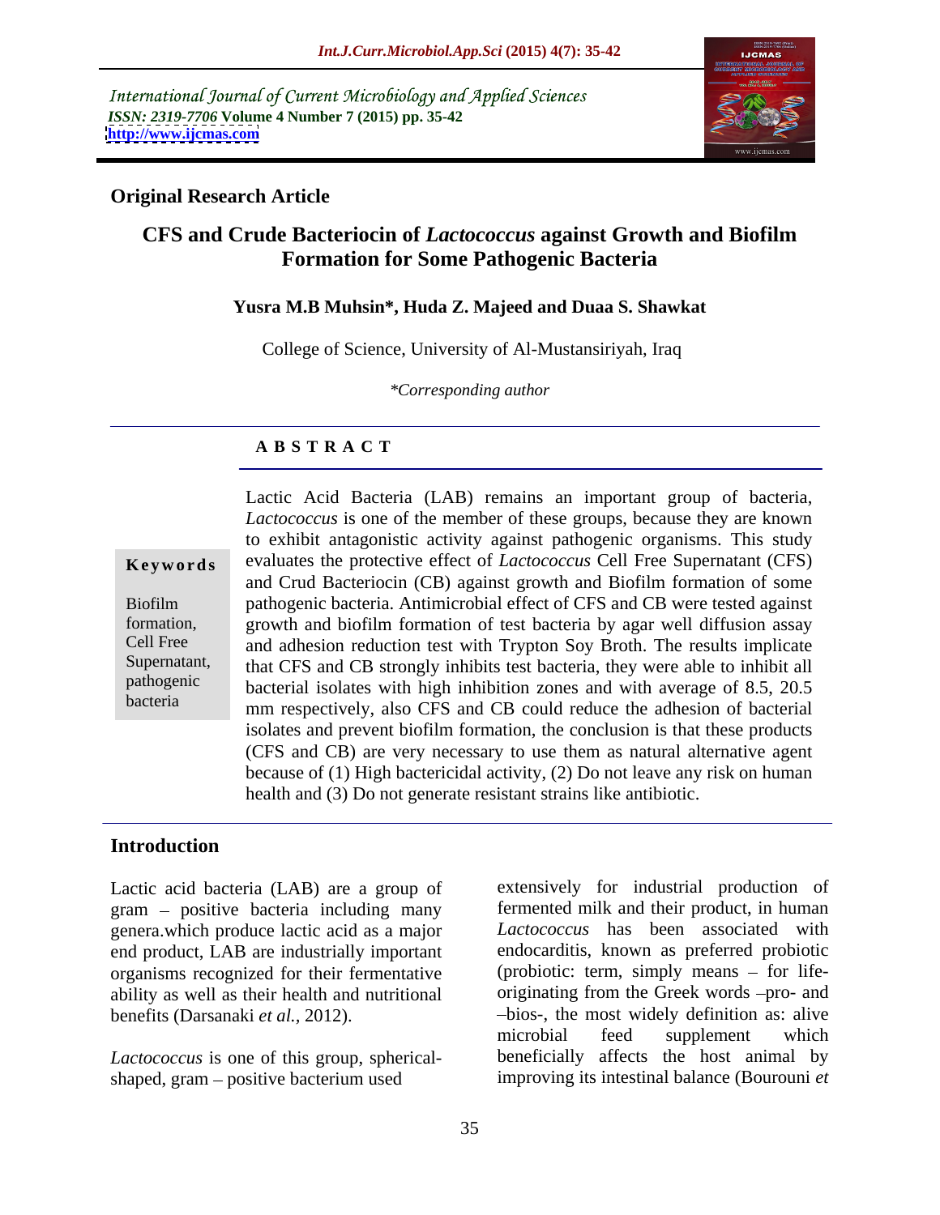International Journal of Current Microbiology and Applied Sciences
*ISSN: 2319-7706* **Volume 4 Number 7 (2015) pp. 35-42**
**http://www.ijcmas.com**

**Original Research Article**

# CFS and Crude Bacteriocin of *Lactococcus* against Growth and Biofilm Formation for Some Pathogenic Bacteria

**Yusra M.B Muhsin\*, Huda Z. Majeed and Duaa S. Shawkat**

College of Science, University of Al-Mustansiriyah, Iraq

*\*Corresponding author*

## ABSTRACT

**Keywords**

Biofilm formation, Cell Free Supernatant, pathogenic bacteria

Lactic Acid Bacteria (LAB) remains an important group of bacteria, *Lactococcus* is one of the member of these groups, because they are known to exhibit antagonistic activity against pathogenic organisms. This study evaluates the protective effect of *Lactococcus* Cell Free Supernatant (CFS) and Crud Bacteriocin (CB) against growth and Biofilm formation of some pathogenic bacteria. Antimicrobial effect of CFS and CB were tested against growth and biofilm formation of test bacteria by agar well diffusion assay and adhesion reduction test with Trypton Soy Broth. The results implicate that CFS and CB strongly inhibits test bacteria, they were able to inhibit all bacterial isolates with high inhibition zones and with average of 8.5, 20.5 mm respectively, also CFS and CB could reduce the adhesion of bacterial isolates and prevent biofilm formation, the conclusion is that these products (CFS and CB) are very necessary to use them as natural alternative agent because of (1) High bactericidal activity, (2) Do not leave any risk on human health and (3) Do not generate resistant strains like antibiotic.

## Introduction

Lactic acid bacteria (LAB) are a group of gram – positive bacteria including many genera.which produce lactic acid as a major end product, LAB are industrially important organisms recognized for their fermentative ability as well as their health and nutritional benefits (Darsanaki *et al.,* 2012).

*Lactococcus* is one of this group, spherical-shaped, gram – positive bacterium used extensively for industrial production of fermented milk and their product, in human *Lactococcus* has been associated with endocarditis, known as preferred probiotic (probiotic: term, simply means – for life-originating from the Greek words –pro- and –bios-, the most widely definition as: alive microbial feed supplement which beneficially affects the host animal by improving its intestinal balance (Bourouni *et*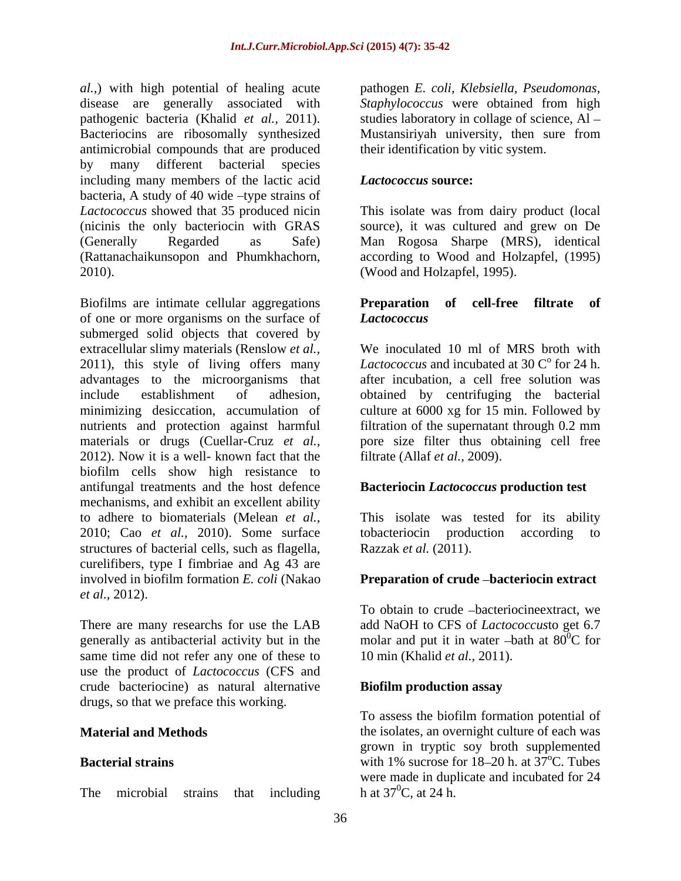*al.,*) with high potential of healing acute disease are generally associated with pathogenic bacteria (Khalid *et al.,* 2011). Bacteriocins are ribosomally synthesized antimicrobial compounds that are produced by many different bacterial species including many members of the lactic acid bacteria, A study of 40 wide –type strains of *Lactococcus* showed that 35 produced nicin (nicinis the only bacteriocin with GRAS (Generally Regarded as Safe) (Rattanachaikunsopon and Phumkhachorn, 2010).

Biofilms are intimate cellular aggregations of one or more organisms on the surface of submerged solid objects that covered by extracellular slimy materials (Renslow *et al.,* 2011), this style of living offers many advantages to the microorganisms that include establishment of adhesion, minimizing desiccation, accumulation of nutrients and protection against harmful materials or drugs (Cuellar-Cruz *et al.,* 2012). Now it is a well- known fact that the biofilm cells show high resistance to antifungal treatments and the host defence mechanisms, and exhibit an excellent ability to adhere to biomaterials (Melean *et al.,* 2010; Cao *et al.,* 2010). Some surface structures of bacterial cells, such as flagella, curelifibers, type I fimbriae and Ag 43 are involved in biofilm formation *E. coli* (Nakao *et al.,* 2012).

There are many researchs for use the LAB generally as antibacterial activity but in the same time did not refer any one of these to use the product of *Lactococcus* (CFS and crude bacteriocine) as natural alternative drugs, so that we preface this working.

## Material and Methods

### Bacterial strains

The microbial strains that including pathogen *E. coli*, *Klebsiella*, *Pseudomonas*, *Staphylococcus* were obtained from high studies laboratory in collage of science, Al – Mustansiriyah university, then sure from their identification by vitic system.

### *Lactococcus* source:

This isolate was from dairy product (local source), it was cultured and grew on De Man Rogosa Sharpe (MRS), identical according to Wood and Holzapfel, (1995) (Wood and Holzapfel, 1995).

### Preparation of cell-free filtrate of *Lactococcus*

We inoculated 10 ml of MRS broth with *Lactococcus* and incubated at 30 $C^{o}$ for 24 h. after incubation, a cell free solution was obtained by centrifuging the bacterial culture at 6000 xg for 15 min. Followed by filtration of the supernatant through 0.2 mm pore size filter thus obtaining cell free filtrate (Allaf *et al.,* 2009).

### Bacteriocin *Lactococcus* production test

This isolate was tested for its ability tobacteriocin production according to Razzak *et al.* (2011).

### Preparation of crude –bacteriocin extract

To obtain to crude –bacteriocineextract, we add NaOH to CFS of *Lactococcus*to get 6.7 molar and put it in water –bath at $80^{0}$C for 10 min (Khalid *et al.,* 2011).

### Biofilm production assay

To assess the biofilm formation potential of the isolates, an overnight culture of each was grown in tryptic soy broth supplemented with 1% sucrose for 18–20 h. at $37^{o}$C. Tubes were made in duplicate and incubated for 24 h at $37^{0}$C, at 24 h.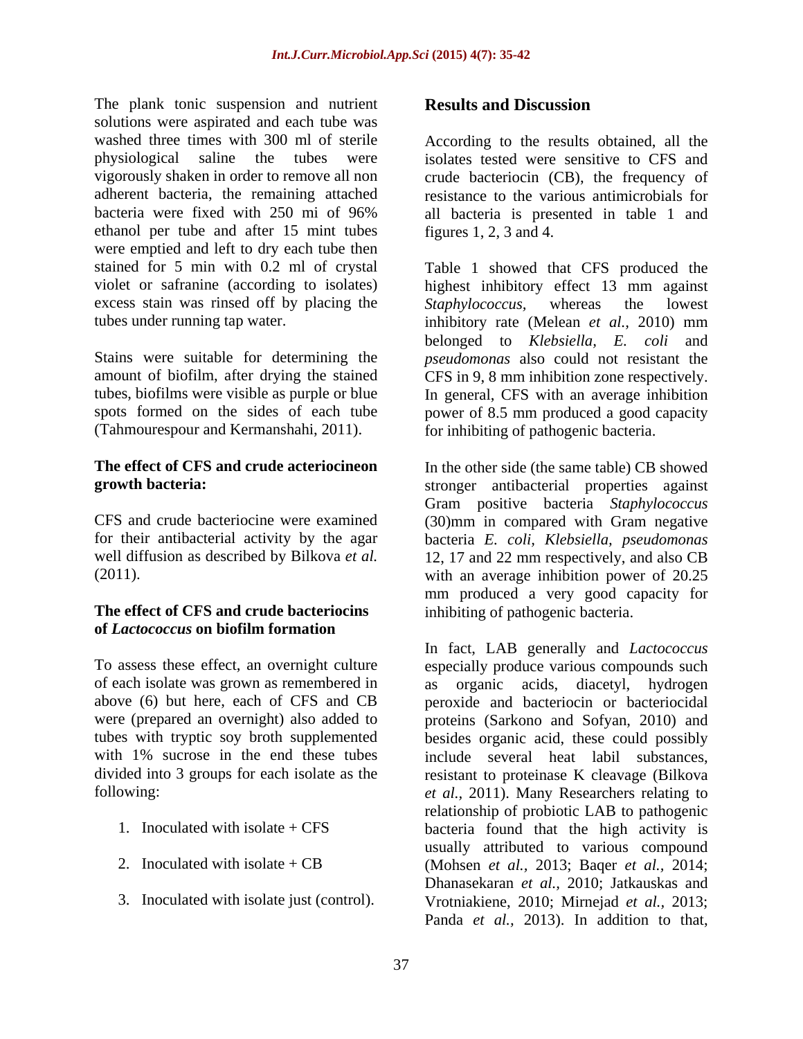The plank tonic suspension and nutrient solutions were aspirated and each tube was washed three times with 300 ml of sterile physiological saline the tubes were vigorously shaken in order to remove all non adherent bacteria, the remaining attached bacteria were fixed with 250 mi of 96% ethanol per tube and after 15 mint tubes were emptied and left to dry each tube then stained for 5 min with 0.2 ml of crystal violet or safranine (according to isolates) excess stain was rinsed off by placing the tubes under running tap water.

Stains were suitable for determining the amount of biofilm, after drying the stained tubes, biofilms were visible as purple or blue spots formed on the sides of each tube (Tahmourespour and Kermanshahi, 2011).

**The effect of CFS and crude acteriocineon growth bacteria:**

CFS and crude bacteriocine were examined for their antibacterial activity by the agar well diffusion as described by Bilkova *et al.* (2011).

**The effect of CFS and crude bacteriocins of *Lactococcus* on biofilm formation**

To assess these effect, an overnight culture of each isolate was grown as remembered in above (6) but here, each of CFS and CB were (prepared an overnight) also added to tubes with tryptic soy broth supplemented with 1% sucrose in the end these tubes divided into 3 groups for each isolate as the following:

1. Inoculated with isolate + CFS
2. Inoculated with isolate + CB
3. Inoculated with isolate just (control).

## Results and Discussion

According to the results obtained, all the isolates tested were sensitive to CFS and crude bacteriocin (CB), the frequency of resistance to the various antimicrobials for all bacteria is presented in table 1 and figures 1, 2, 3 and 4.

Table 1 showed that CFS produced the highest inhibitory effect 13 mm against *Staphylococcus,* whereas the lowest inhibitory rate (Melean *et al.*, 2010) mm belonged to *Klebsiella, E. coli* and *pseudomonas* also could not resistant the CFS in 9, 8 mm inhibition zone respectively. In general, CFS with an average inhibition power of 8.5 mm produced a good capacity for inhibiting of pathogenic bacteria.

In the other side (the same table) CB showed stronger antibacterial properties against Gram positive bacteria *Staphylococcus* (30)mm in compared with Gram negative bacteria *E. coli*, *Klebsiella*, *pseudomonas* 12, 17 and 22 mm respectively, and also CB with an average inhibition power of 20.25 mm produced a very good capacity for inhibiting of pathogenic bacteria.

In fact, LAB generally and *Lactococcus* especially produce various compounds such as organic acids, diacetyl, hydrogen peroxide and bacteriocin or bacteriocidal proteins (Sarkono and Sofyan, 2010) and besides organic acid, these could possibly include several heat labil substances, resistant to proteinase K cleavage (Bilkova *et al.*, 2011). Many Researchers relating to relationship of probiotic LAB to pathogenic bacteria found that the high activity is usually attributed to various compound (Mohsen *et al.,* 2013; Baqer *et al.*, 2014; Dhanasekaran *et al.,* 2010; Jatkauskas and Vrotniakiene, 2010; Mirnejad *et al.*, 2013; Panda *et al.,* 2013). In addition to that,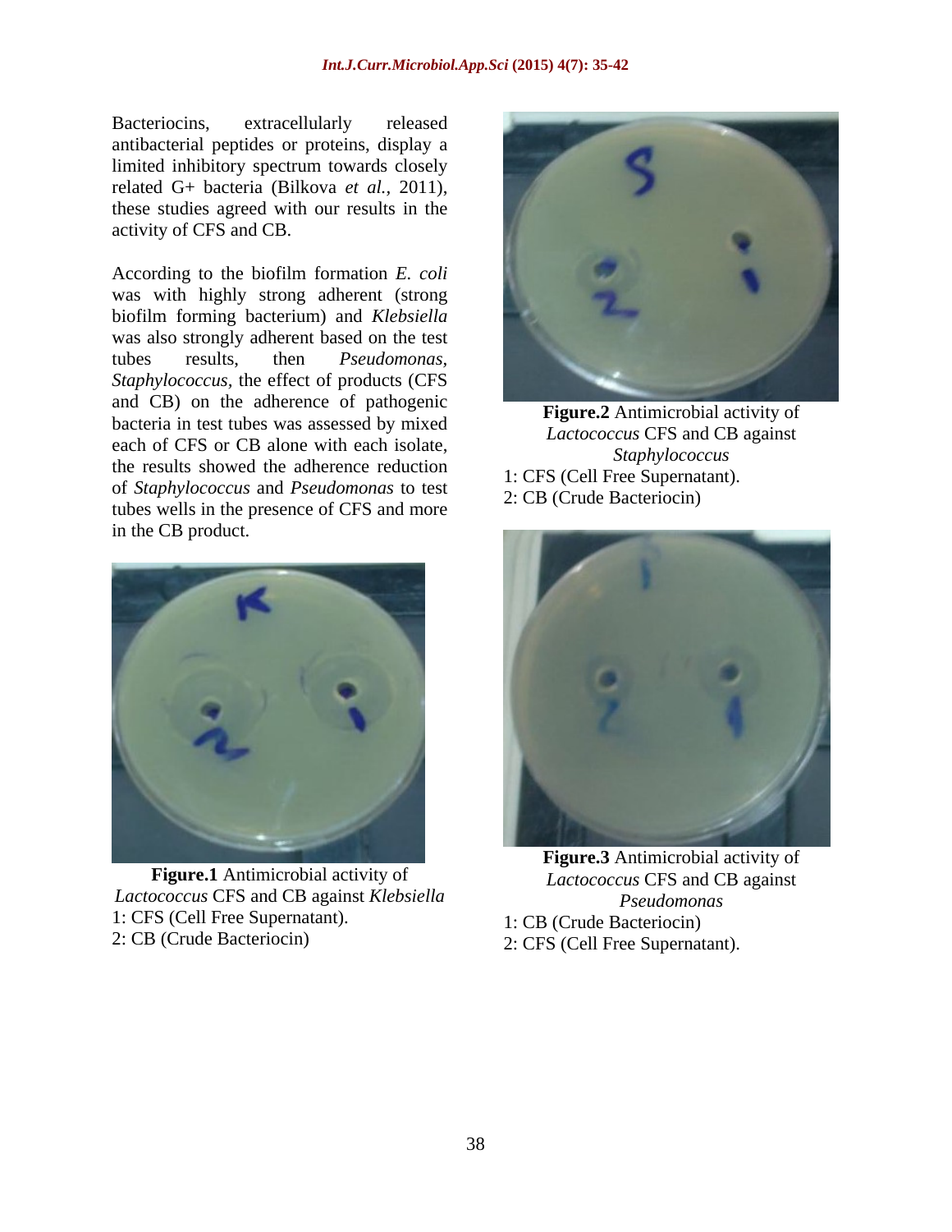Bacteriocins, extracellularly released antibacterial peptides or proteins, display a limited inhibitory spectrum towards closely related G+ bacteria (Bilkova *et al.,* 2011), these studies agreed with our results in the activity of CFS and CB.

According to the biofilm formation *E. coli* was with highly strong adherent (strong biofilm forming bacterium) and *Klebsiella* was also strongly adherent based on the test tubes results, then *Pseudomonas, Staphylococcus*, the effect of products (CFS and CB) on the adherence of pathogenic bacteria in test tubes was assessed by mixed each of CFS or CB alone with each isolate, the results showed the adherence reduction of *Staphylococcus* and *Pseudomonas* to test tubes wells in the presence of CFS and more in the CB product.

**Figure.1** Antimicrobial activity of *Lactococcus* CFS and CB against *Klebsiella*

1: CFS (Cell Free Supernatant).

2: CB (Crude Bacteriocin)

**Figure.2** Antimicrobial activity of *Lactococcus* CFS and CB against *Staphylococcus*

1: CFS (Cell Free Supernatant).

2: CB (Crude Bacteriocin)

**Figure.3** Antimicrobial activity of *Lactococcus* CFS and CB against *Pseudomonas*

1: CB (Crude Bacteriocin)

2: CFS (Cell Free Supernatant).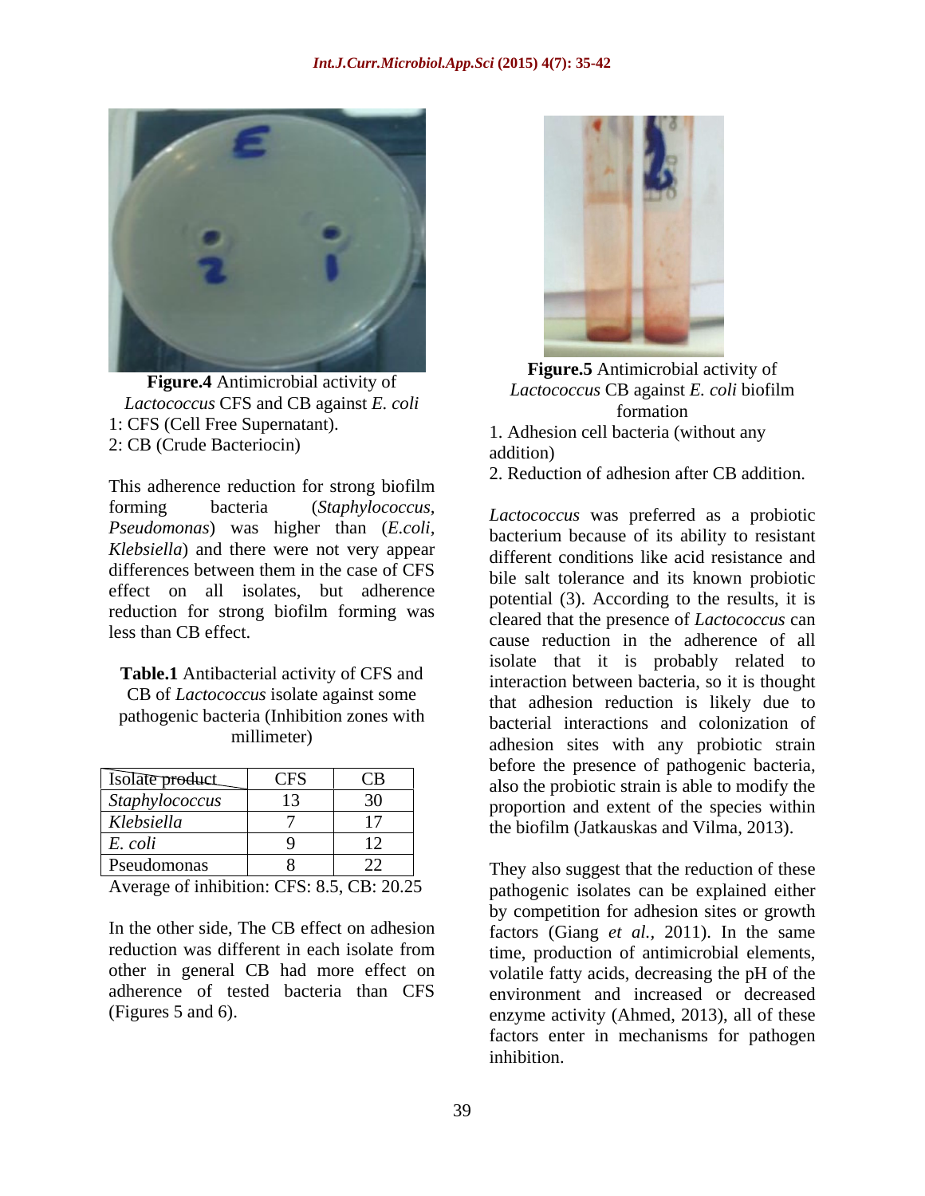Figure.4 Antimicrobial activity of *Lactococcus* CFS and CB against *E. coli*

1: CFS (Cell Free Supernatant).

2: CB (Crude Bacteriocin)

This adherence reduction for strong biofilm forming bacteria (*Staphylococcus, Pseudomonas*) was higher than (*E.coli, Klebsiella*) and there were not very appear differences between them in the case of CFS effect on all isolates, but adherence reduction for strong biofilm forming was less than CB effect.

**Table.1** Antibacterial activity of CFS and CB of *Lactococcus* isolate against some pathogenic bacteria (Inhibition zones with millimeter)

| Isolate product | CFS | CB |
|---|---|---|
| *Staphylococcus* | 13 | 30 |
| *Klebsiella* | 7 | 17 |
| *E. coli* | 9 | 12 |
| Pseudomonas | 8 | 22 |

Average of inhibition: CFS: 8.5, CB: 20.25

In the other side, The CB effect on adhesion reduction was different in each isolate from other in general CB had more effect on adherence of tested bacteria than CFS (Figures 5 and 6).

**Figure.5** Antimicrobial activity of *Lactococcus* CB against *E. coli* biofilm formation

1. Adhesion cell bacteria (without any addition)
2. Reduction of adhesion after CB addition.

*Lactococcus* was preferred as a probiotic bacterium because of its ability to resistant different conditions like acid resistance and bile salt tolerance and its known probiotic potential (3). According to the results, it is cleared that the presence of *Lactococcus* can cause reduction in the adherence of all isolate that it is probably related to interaction between bacteria, so it is thought that adhesion reduction is likely due to bacterial interactions and colonization of adhesion sites with any probiotic strain before the presence of pathogenic bacteria, also the probiotic strain is able to modify the proportion and extent of the species within the biofilm (Jatkauskas and Vilma, 2013).

They also suggest that the reduction of these pathogenic isolates can be explained either by competition for adhesion sites or growth factors (Giang *et al.,* 2011). In the same time, production of antimicrobial elements, volatile fatty acids, decreasing the pH of the environment and increased or decreased enzyme activity (Ahmed, 2013), all of these factors enter in mechanisms for pathogen inhibition.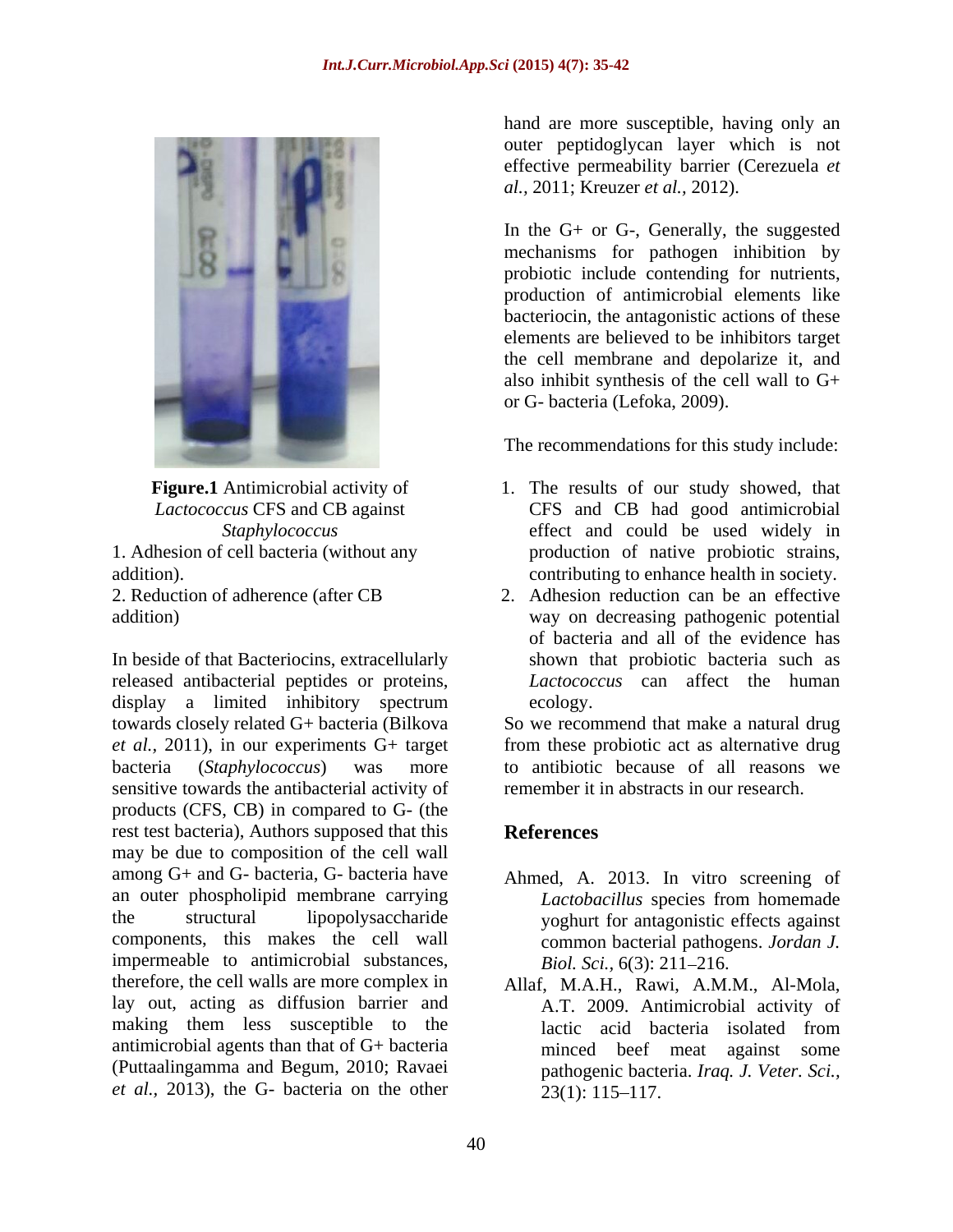**Figure.1** Antimicrobial activity of *Lactococcus* CFS and CB against *Staphylococcus*

1. Adhesion of cell bacteria (without any addition).
2. Reduction of adherence (after CB addition)

In beside of that Bacteriocins, extracellularly released antibacterial peptides or proteins, display a limited inhibitory spectrum towards closely related G+ bacteria (Bilkova *et al.,* 2011), in our experiments G+ target bacteria (*Staphylococcus*) was more sensitive towards the antibacterial activity of products (CFS, CB) in compared to G- (the rest test bacteria), Authors supposed that this may be due to composition of the cell wall among G+ and G- bacteria, G- bacteria have an outer phospholipid membrane carrying the structural lipopolysaccharide components, this makes the cell wall impermeable to antimicrobial substances, therefore, the cell walls are more complex in lay out, acting as diffusion barrier and making them less susceptible to the antimicrobial agents than that of G+ bacteria (Puttaalingamma and Begum, 2010; Ravaei *et al.,* 2013), the G- bacteria on the other hand are more susceptible, having only an outer peptidoglycan layer which is not effective permeability barrier (Cerezuela *et al.,* 2011; Kreuzer *et al.,* 2012).

In the G+ or G-, Generally, the suggested mechanisms for pathogen inhibition by probiotic include contending for nutrients, production of antimicrobial elements like bacteriocin, the antagonistic actions of these elements are believed to be inhibitors target the cell membrane and depolarize it, and also inhibit synthesis of the cell wall to G+ or G- bacteria (Lefoka, 2009).

The recommendations for this study include:

1. The results of our study showed, that CFS and CB had good antimicrobial effect and could be used widely in production of native probiotic strains, contributing to enhance health in society.
2. Adhesion reduction can be an effective way on decreasing pathogenic potential of bacteria and all of the evidence has shown that probiotic bacteria such as *Lactococcus* can affect the human ecology.

So we recommend that make a natural drug from these probiotic act as alternative drug to antibiotic because of all reasons we remember it in abstracts in our research.

## References

Ahmed, A. 2013. In vitro screening of *Lactobacillus* species from homemade yoghurt for antagonistic effects against common bacterial pathogens. *Jordan J. Biol. Sci.,* 6(3): 211–216.

Allaf, M.A.H., Rawi, A.M.M., Al-Mola, A.T. 2009. Antimicrobial activity of lactic acid bacteria isolated from minced beef meat against some pathogenic bacteria. *Iraq. J. Veter. Sci.,* 23(1): 115–117.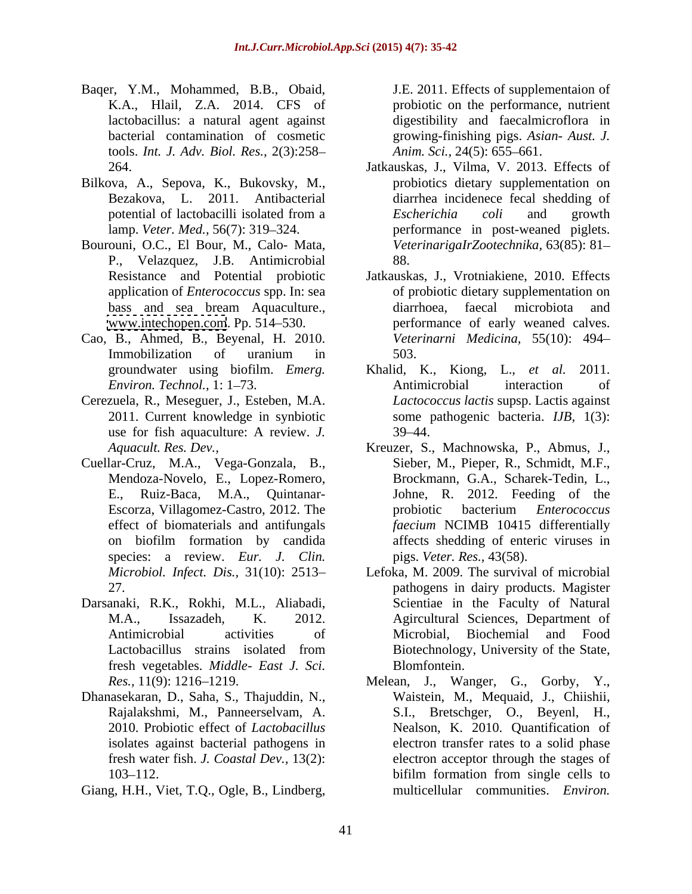Baqer, Y.M., Mohammed, B.B., Obaid, K.A., Hlail, Z.A. 2014. CFS of lactobacillus: a natural agent against bacterial contamination of cosmetic tools. *Int. J. Adv. Biol. Res.,* 2(3):258–264.

Bilkova, A., Sepova, K., Bukovsky, M., Bezakova, L. 2011. Antibacterial potential of lactobacilli isolated from a lamp. *Veter. Med.,* 56(7): 319–324.

Bourouni, O.C., El Bour, M., Calo- Mata, P., Velazquez, J.B. Antimicrobial Resistance and Potential probiotic application of *Enterococcus* spp. In: sea bass and sea bream Aquaculture., www.intechopen.com. Pp. 514–530.

Cao, B., Ahmed, B., Beyenal, H. 2010. Immobilization of uranium in groundwater using biofilm. *Emerg. Environ. Technol.,* 1: 1–73.

Cerezuela, R., Meseguer, J., Esteben, M.A. 2011. Current knowledge in synbiotic use for fish aquaculture: A review. *J. Aquacult. Res. Dev.,*

Cuellar-Cruz, M.A., Vega-Gonzala, B., Mendoza-Novelo, E., Lopez-Romero, E., Ruiz-Baca, M.A., Quintanar-Escorza, Villagomez-Castro, 2012. The effect of biomaterials and antifungals on biofilm formation by candida species: a review. *Eur. J. Clin. Microbiol. Infect. Dis.,* 31(10): 2513–27.

Darsanaki, R.K., Rokhi, M.L., Aliabadi, M.A., Issazadeh, K. 2012. Antimicrobial activities of Lactobacillus strains isolated from fresh vegetables. *Middle- East J. Sci. Res.,* 11(9): 1216–1219.

Dhanasekaran, D., Saha, S., Thajuddin, N., Rajalakshmi, M., Panneerselvam, A. 2010. Probiotic effect of *Lactobacillus* isolates against bacterial pathogens in fresh water fish. *J. Coastal Dev.,* 13(2): 103–112.

Giang, H.H., Viet, T.Q., Ogle, B., Lindberg, J.E. 2011. Effects of supplementaion of probiotic on the performance, nutrient digestibility and faecalmicroflora in growing-finishing pigs. *Asian- Aust. J. Anim. Sci.,* 24(5): 655–661.

Jatkauskas, J., Vilma, V. 2013. Effects of probiotics dietary supplementation on diarrhea incidenece fecal shedding of *Escherichia coli* and growth performance in post-weaned piglets. *VeterinarigaIrZootechnika,* 63(85): 81–88.

Jatkauskas, J., Vrotniakiene, 2010. Effects of probiotic dietary supplementation on diarrhoea, faecal microbiota and performance of early weaned calves. *Veterinarni Medicina,* 55(10): 494–503.

Khalid, K., Kiong, L., *et al.* 2011. Antimicrobial interaction of *Lactococcus lactis* supsp. Lactis against some pathogenic bacteria. *IJB,* 1(3): 39–44.

Kreuzer, S., Machnowska, P., Abmus, J., Sieber, M., Pieper, R., Schmidt, M.F., Brockmann, G.A., Scharek-Tedin, L., Johne, R. 2012. Feeding of the probiotic bacterium *Enterococcus faecium* NCIMB 10415 differentially affects shedding of enteric viruses in pigs. *Veter. Res.,* 43(58).

Lefoka, M. 2009. The survival of microbial pathogens in dairy products. Magister Scientiae in the Faculty of Natural Agircultural Sciences, Department of Microbial, Biochemial and Food Biotechnology, University of the State, Blomfontein.

Melean, J., Wanger, G., Gorby, Y., Waistein, M., Mequaid, J., Chiishii, S.I., Bretschger, O., Beyenl, H., Nealson, K. 2010. Quantification of electron transfer rates to a solid phase electron acceptor through the stages of bifilm formation from single cells to multicellular communities. *Environ.*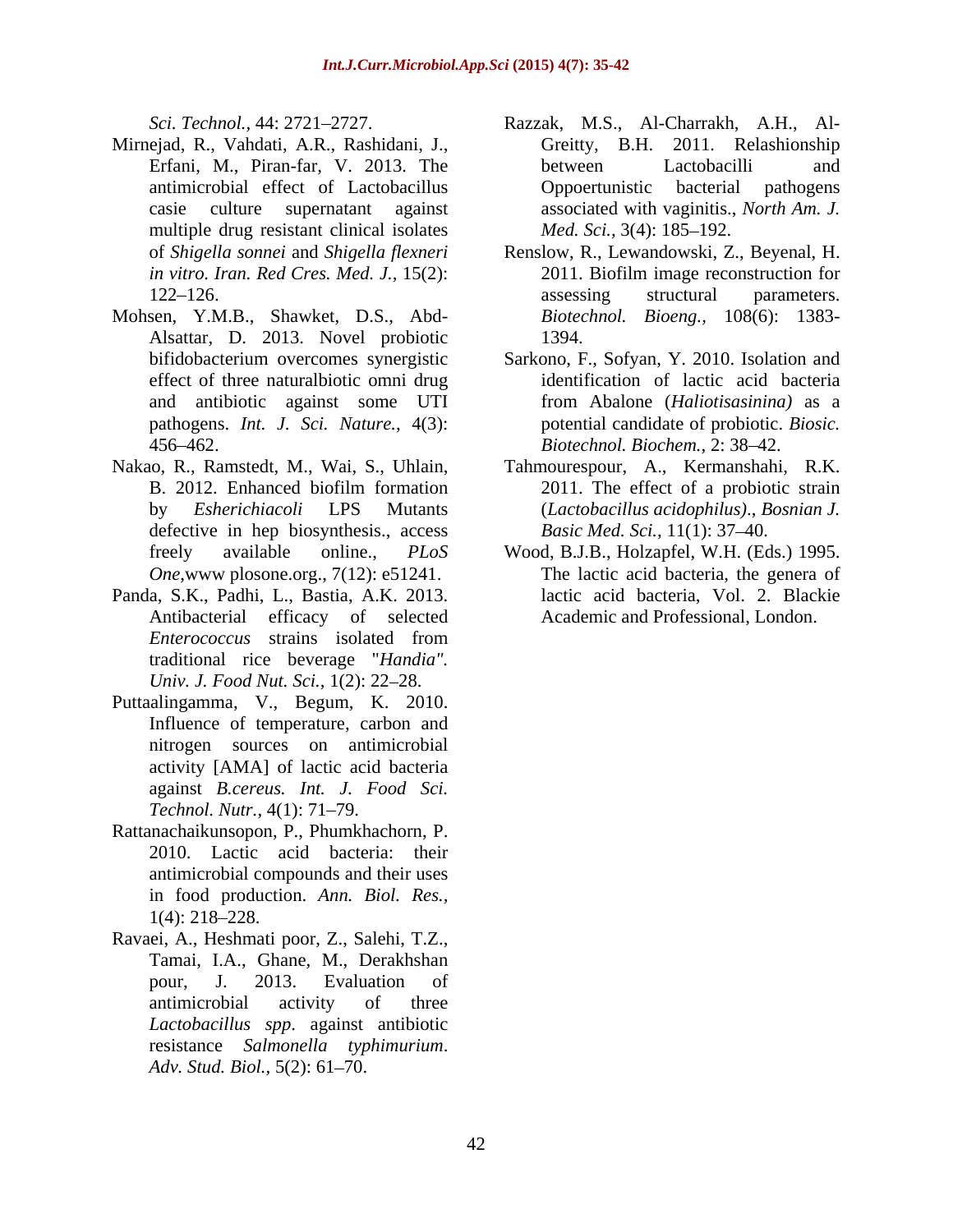*Sci. Technol.,* 44: 2721–2727.

Mirnejad, R., Vahdati, A.R., Rashidani, J., Erfani, M., Piran-far, V. 2013. The antimicrobial effect of Lactobacillus casie culture supernatant against multiple drug resistant clinical isolates of *Shigella sonnei* and *Shigella flexneri in vitro*. *Iran. Red Cres. Med. J.,* 15(2): 122–126.

Mohsen, Y.M.B., Shawket, D.S., Abd-Alsattar, D. 2013. Novel probiotic bifidobacterium overcomes synergistic effect of three naturalbiotic omni drug and antibiotic against some UTI pathogens. *Int. J. Sci. Nature.,* 4(3): 456–462.

Nakao, R., Ramstedt, M., Wai, S., Uhlain, B. 2012. Enhanced biofilm formation by *Esherichiacoli* LPS Mutants defective in hep biosynthesis., access freely available online., *PLoS One*,www plosone.org., 7(12): e51241.

Panda, S.K., Padhi, L., Bastia, A.K. 2013. Antibacterial efficacy of selected *Enterococcus* strains isolated from traditional rice beverage "*Handia"*. *Univ. J. Food Nut. Sci.,* 1(2): 22–28.

Puttaalingamma, V., Begum, K. 2010. Influence of temperature, carbon and nitrogen sources on antimicrobial activity [AMA] of lactic acid bacteria against *B.cereus. Int. J. Food Sci. Technol. Nutr.,* 4(1): 71–79.

Rattanachaikunsopon, P., Phumkhachorn, P. 2010. Lactic acid bacteria: their antimicrobial compounds and their uses in food production. *Ann. Biol. Res.,* 1(4): 218–228.

Ravaei, A., Heshmati poor, Z., Salehi, T.Z., Tamai, I.A., Ghane, M., Derakhshan pour, J. 2013. Evaluation of antimicrobial activity of three *Lactobacillus spp*. against antibiotic resistance *Salmonella typhimurium*. *Adv. Stud. Biol.,* 5(2): 61–70.

Razzak, M.S., Al-Charrakh, A.H., Al-Greitty, B.H. 2011. Relashionship between Lactobacilli and Oppoertunistic bacterial pathogens associated with vaginitis., *North Am. J. Med. Sci.,* 3(4): 185–192.

Renslow, R., Lewandowski, Z., Beyenal, H. 2011. Biofilm image reconstruction for assessing structural parameters. *Biotechnol. Bioeng.,* 108(6): 1383-1394.

Sarkono, F., Sofyan, Y. 2010. Isolation and identification of lactic acid bacteria from Abalone (*Haliotisasinina)* as a potential candidate of probiotic. *Biosic. Biotechnol. Biochem.,* 2: 38–42.

Tahmourespour, A., Kermanshahi, R.K. 2011. The effect of a probiotic strain (*Lactobacillus acidophilus)*., *Bosnian J. Basic Med. Sci.,* 11(1): 37–40.

Wood, B.J.B., Holzapfel, W.H. (Eds.) 1995. The lactic acid bacteria, the genera of lactic acid bacteria, Vol. 2. Blackie Academic and Professional, London.